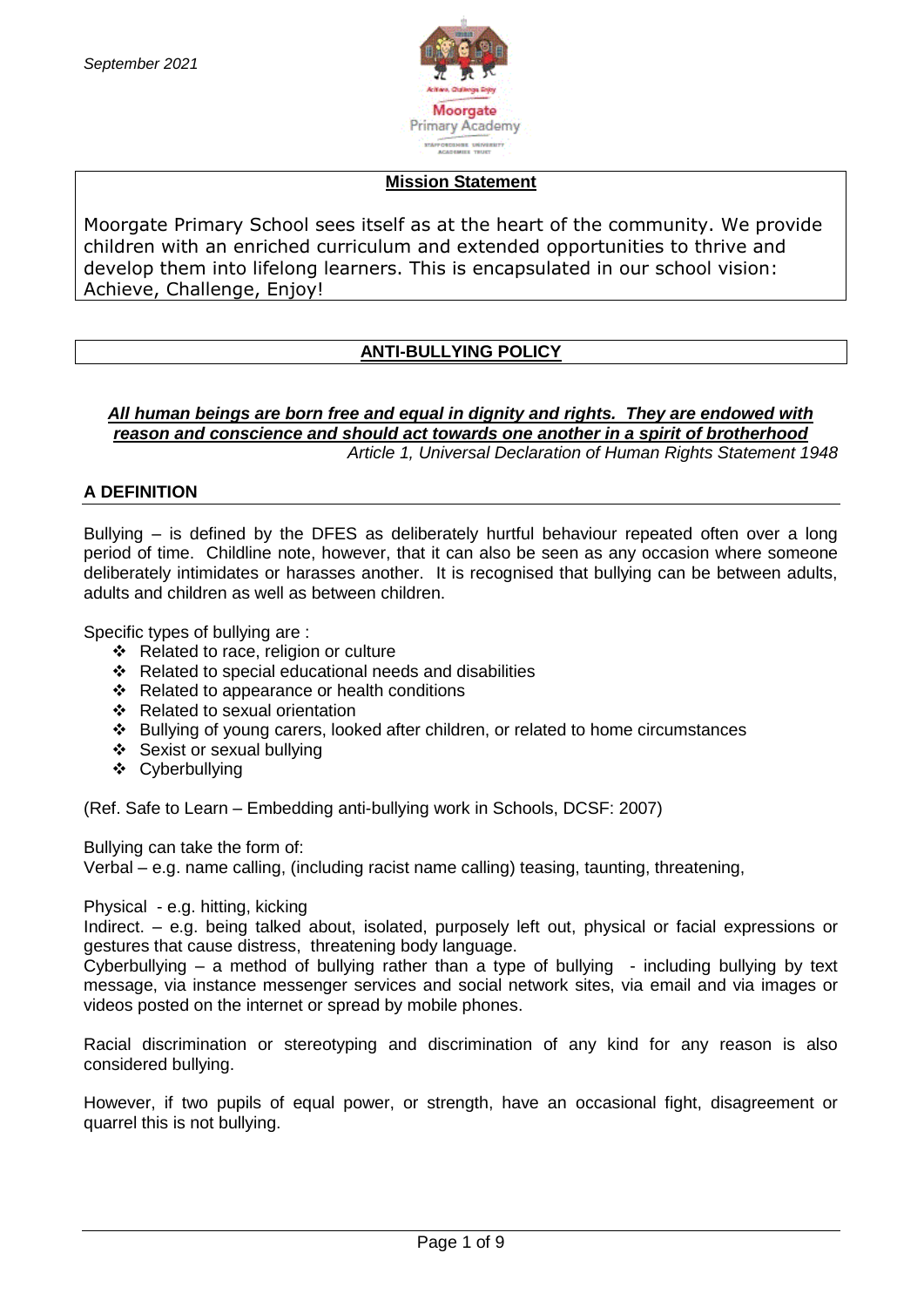*September 2021*

Moorgate Primary Academy

## Mission Statement

Moorgate Primary School sees itself as at the heart of the community. We provide children with an enriched curriculum and extended opportunities to thrive and develop them into lifelong learners. This is encapsulated in our school vision: Achieve, Challenge, Enjoy!

# ANTI-BULLYING POLICY

***All human beings are born free and equal in dignity and rights. They are endowed with reason and conscience and should act towards one another in a spirit of brotherhood***

*Article 1, Universal Declaration of Human Rights Statement 1948*

## A DEFINITION

Bullying – is defined by the DFES as deliberately hurtful behaviour repeated often over a long period of time. Childline note, however, that it can also be seen as any occasion where someone deliberately intimidates or harasses another. It is recognised that bullying can be between adults, adults and children as well as between children.

Specific types of bullying are :

- Related to race, religion or culture
- Related to special educational needs and disabilities
- Related to appearance or health conditions
- Related to sexual orientation
- Bullying of young carers, looked after children, or related to home circumstances
- Sexist or sexual bullying
- Cyberbullying

(Ref. Safe to Learn – Embedding anti-bullying work in Schools, DCSF: 2007)

Bullying can take the form of:

Verbal – e.g. name calling, (including racist name calling) teasing, taunting, threatening,

Physical - e.g. hitting, kicking

Indirect. – e.g. being talked about, isolated, purposely left out, physical or facial expressions or gestures that cause distress, threatening body language.

Cyberbullying – a method of bullying rather than a type of bullying - including bullying by text message, via instance messenger services and social network sites, via email and via images or videos posted on the internet or spread by mobile phones.

Racial discrimination or stereotyping and discrimination of any kind for any reason is also considered bullying.

However, if two pupils of equal power, or strength, have an occasional fight, disagreement or quarrel this is not bullying.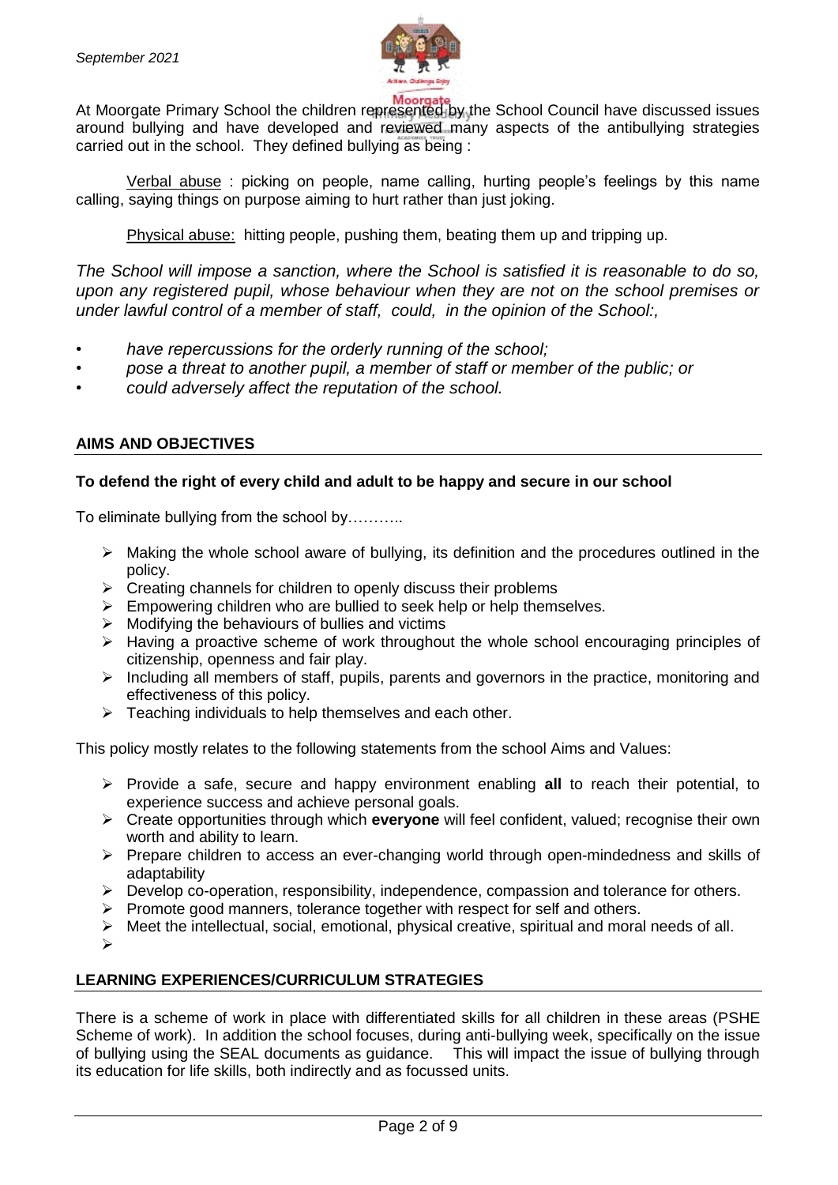At Moorgate Primary School the children represented by the School Council have discussed issues around bullying and have developed and reviewed many aspects of the antibullying strategies carried out in the school. They defined bullying as being :

Verbal abuse : picking on people, name calling, hurting people's feelings by this name calling, saying things on purpose aiming to hurt rather than just joking.

Physical abuse: hitting people, pushing them, beating them up and tripping up.

*The School will impose a sanction, where the School is satisfied it is reasonable to do so, upon any registered pupil, whose behaviour when they are not on the school premises or under lawful control of a member of staff, could, in the opinion of the School:,*

- *have repercussions for the orderly running of the school;*
- *pose a threat to another pupil, a member of staff or member of the public; or*
- *could adversely affect the reputation of the school.*

## AIMS AND OBJECTIVES

**To defend the right of every child and adult to be happy and secure in our school**

To eliminate bullying from the school by………..

- Making the whole school aware of bullying, its definition and the procedures outlined in the policy.
- Creating channels for children to openly discuss their problems
- Empowering children who are bullied to seek help or help themselves.
- Modifying the behaviours of bullies and victims
- Having a proactive scheme of work throughout the whole school encouraging principles of citizenship, openness and fair play.
- Including all members of staff, pupils, parents and governors in the practice, monitoring and effectiveness of this policy.
- Teaching individuals to help themselves and each other.

This policy mostly relates to the following statements from the school Aims and Values:

- Provide a safe, secure and happy environment enabling **all** to reach their potential, to experience success and achieve personal goals.
- Create opportunities through which **everyone** will feel confident, valued; recognise their own worth and ability to learn.
- Prepare children to access an ever-changing world through open-mindedness and skills of adaptability
- Develop co-operation, responsibility, independence, compassion and tolerance for others.
- Promote good manners, tolerance together with respect for self and others.
- Meet the intellectual, social, emotional, physical creative, spiritual and moral needs of all.

## LEARNING EXPERIENCES/CURRICULUM STRATEGIES

There is a scheme of work in place with differentiated skills for all children in these areas (PSHE Scheme of work). In addition the school focuses, during anti-bullying week, specifically on the issue of bullying using the SEAL documents as guidance. This will impact the issue of bullying through its education for life skills, both indirectly and as focussed units.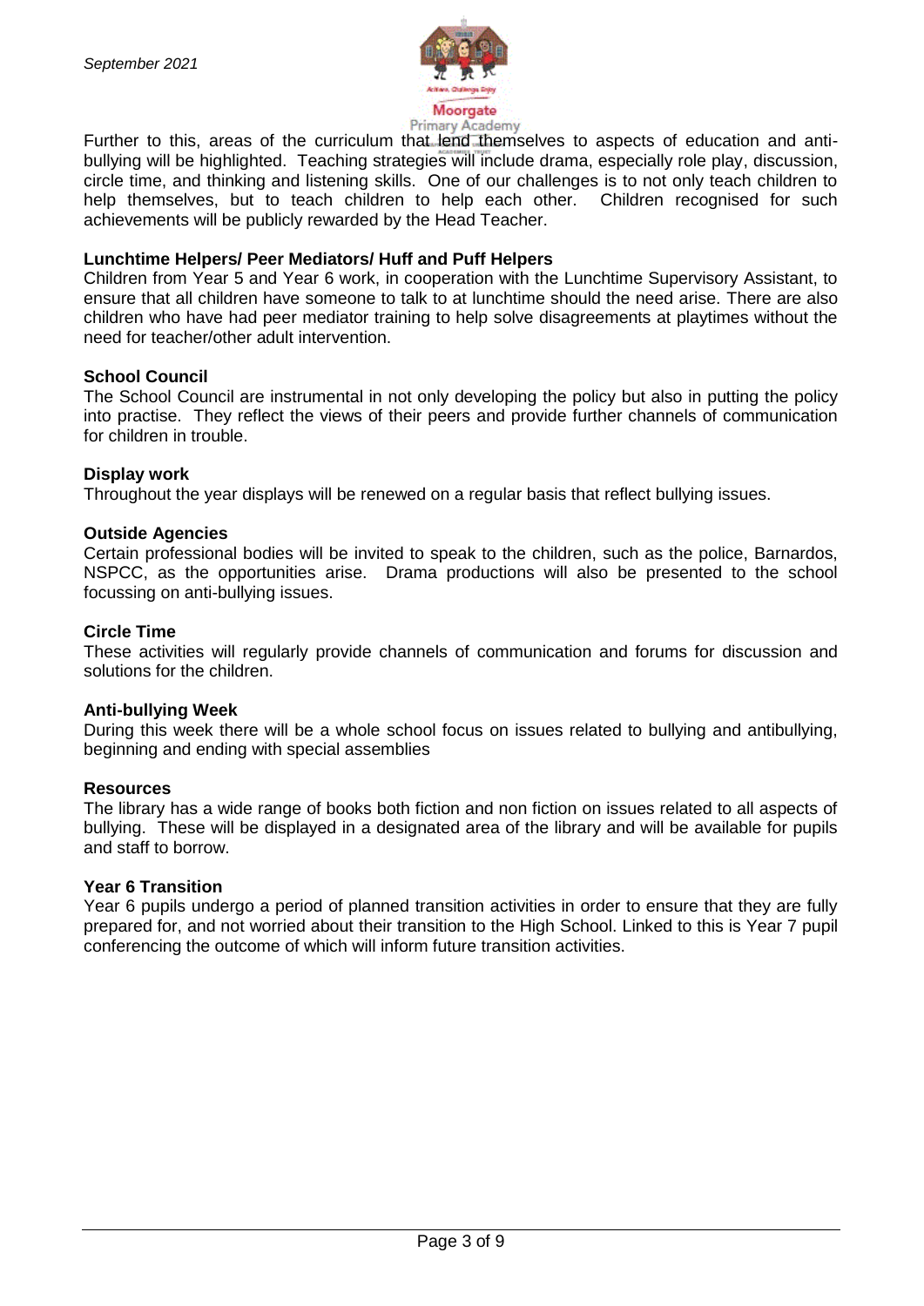Further to this, areas of the curriculum that lend themselves to aspects of education and anti-bullying will be highlighted. Teaching strategies will include drama, especially role play, discussion, circle time, and thinking and listening skills. One of our challenges is to not only teach children to help themselves, but to teach children to help each other. Children recognised for such achievements will be publicly rewarded by the Head Teacher.

**Lunchtime Helpers/ Peer Mediators/ Huff and Puff Helpers**

Children from Year 5 and Year 6 work, in cooperation with the Lunchtime Supervisory Assistant, to ensure that all children have someone to talk to at lunchtime should the need arise. There are also children who have had peer mediator training to help solve disagreements at playtimes without the need for teacher/other adult intervention.

**School Council**

The School Council are instrumental in not only developing the policy but also in putting the policy into practise. They reflect the views of their peers and provide further channels of communication for children in trouble.

**Display work**

Throughout the year displays will be renewed on a regular basis that reflect bullying issues.

**Outside Agencies**

Certain professional bodies will be invited to speak to the children, such as the police, Barnardos, NSPCC, as the opportunities arise. Drama productions will also be presented to the school focussing on anti-bullying issues.

**Circle Time**

These activities will regularly provide channels of communication and forums for discussion and solutions for the children.

**Anti-bullying Week**

During this week there will be a whole school focus on issues related to bullying and antibullying, beginning and ending with special assemblies

**Resources**

The library has a wide range of books both fiction and non fiction on issues related to all aspects of bullying. These will be displayed in a designated area of the library and will be available for pupils and staff to borrow.

**Year 6 Transition**

Year 6 pupils undergo a period of planned transition activities in order to ensure that they are fully prepared for, and not worried about their transition to the High School. Linked to this is Year 7 pupil conferencing the outcome of which will inform future transition activities.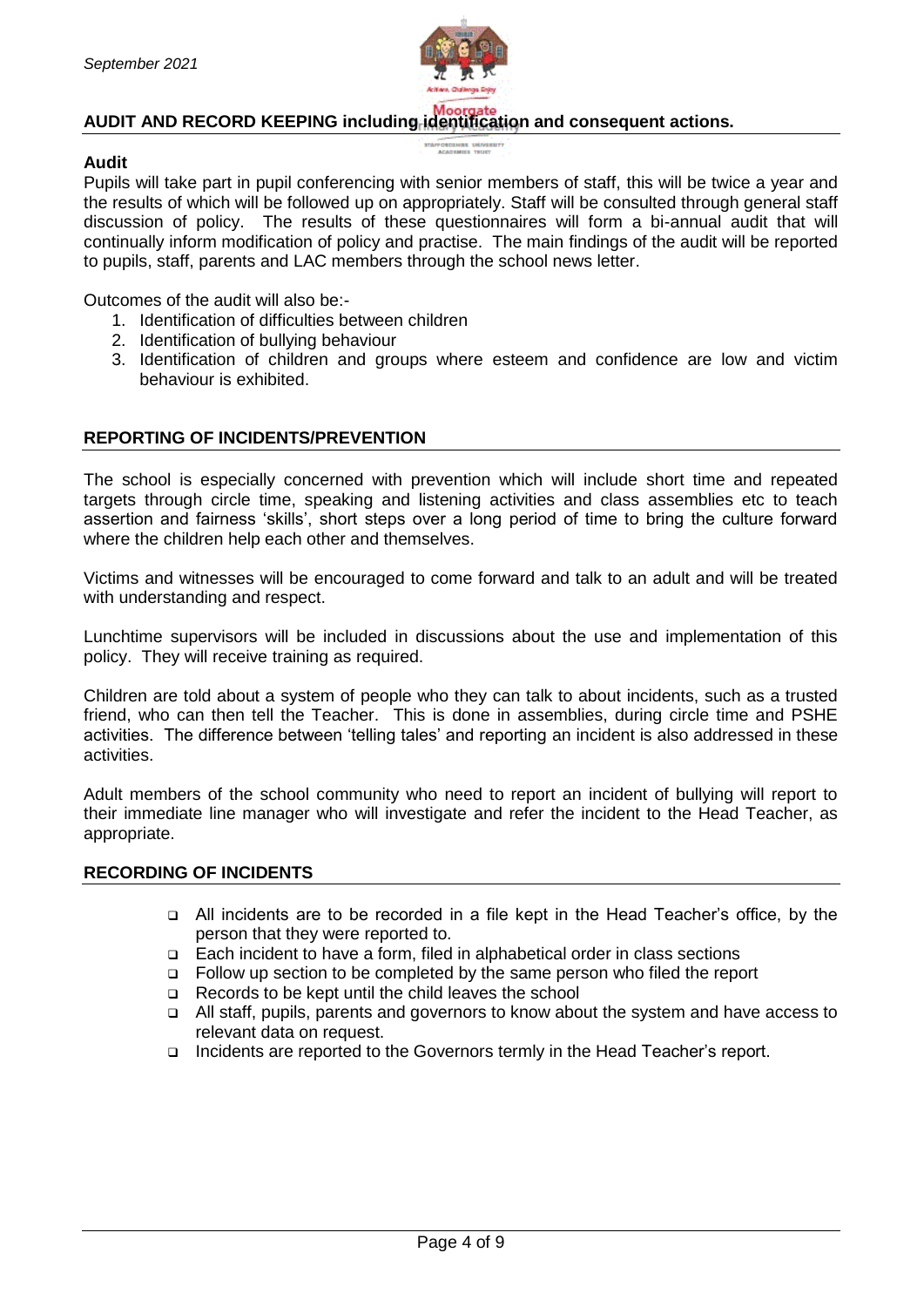## AUDIT AND RECORD KEEPING including identification and consequent actions.

### Audit

Pupils will take part in pupil conferencing with senior members of staff, this will be twice a year and the results of which will be followed up on appropriately. Staff will be consulted through general staff discussion of policy. The results of these questionnaires will form a bi-annual audit that will continually inform modification of policy and practise. The main findings of the audit will be reported to pupils, staff, parents and LAC members through the school news letter.

Outcomes of the audit will also be:-

1. Identification of difficulties between children
2. Identification of bullying behaviour
3. Identification of children and groups where esteem and confidence are low and victim behaviour is exhibited.

## REPORTING OF INCIDENTS/PREVENTION

The school is especially concerned with prevention which will include short time and repeated targets through circle time, speaking and listening activities and class assemblies etc to teach assertion and fairness 'skills', short steps over a long period of time to bring the culture forward where the children help each other and themselves.

Victims and witnesses will be encouraged to come forward and talk to an adult and will be treated with understanding and respect.

Lunchtime supervisors will be included in discussions about the use and implementation of this policy. They will receive training as required.

Children are told about a system of people who they can talk to about incidents, such as a trusted friend, who can then tell the Teacher. This is done in assemblies, during circle time and PSHE activities. The difference between 'telling tales' and reporting an incident is also addressed in these activities.

Adult members of the school community who need to report an incident of bullying will report to their immediate line manager who will investigate and refer the incident to the Head Teacher, as appropriate.

## RECORDING OF INCIDENTS

- All incidents are to be recorded in a file kept in the Head Teacher's office, by the person that they were reported to.
- Each incident to have a form, filed in alphabetical order in class sections
- Follow up section to be completed by the same person who filed the report
- Records to be kept until the child leaves the school
- All staff, pupils, parents and governors to know about the system and have access to relevant data on request.
- Incidents are reported to the Governors termly in the Head Teacher's report.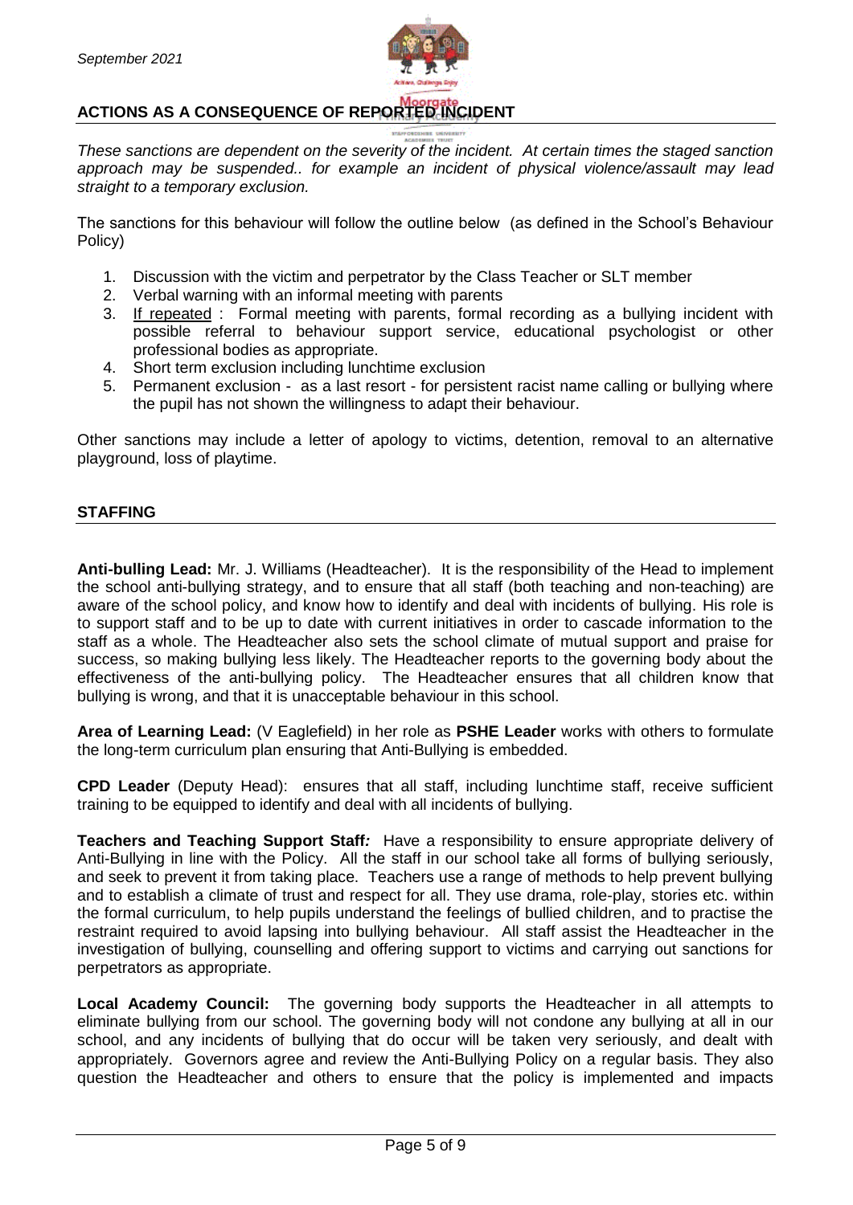## ACTIONS AS A CONSEQUENCE OF REPORTED INCIDENT

*These sanctions are dependent on the severity of the incident. At certain times the staged sanction approach may be suspended.. for example an incident of physical violence/assault may lead straight to a temporary exclusion.*

The sanctions for this behaviour will follow the outline below (as defined in the School's Behaviour Policy)

1. Discussion with the victim and perpetrator by the Class Teacher or SLT member
2. Verbal warning with an informal meeting with parents
3. If repeated : Formal meeting with parents, formal recording as a bullying incident with possible referral to behaviour support service, educational psychologist or other professional bodies as appropriate.
4. Short term exclusion including lunchtime exclusion
5. Permanent exclusion - as a last resort - for persistent racist name calling or bullying where the pupil has not shown the willingness to adapt their behaviour.

Other sanctions may include a letter of apology to victims, detention, removal to an alternative playground, loss of playtime.

## STAFFING

**Anti-bulling Lead:** Mr. J. Williams (Headteacher). It is the responsibility of the Head to implement the school anti-bullying strategy, and to ensure that all staff (both teaching and non-teaching) are aware of the school policy, and know how to identify and deal with incidents of bullying. His role is to support staff and to be up to date with current initiatives in order to cascade information to the staff as a whole. The Headteacher also sets the school climate of mutual support and praise for success, so making bullying less likely. The Headteacher reports to the governing body about the effectiveness of the anti-bullying policy. The Headteacher ensures that all children know that bullying is wrong, and that it is unacceptable behaviour in this school.

**Area of Learning Lead:** (V Eaglefield) in her role as **PSHE Leader** works with others to formulate the long-term curriculum plan ensuring that Anti-Bullying is embedded.

**CPD Leader** (Deputy Head): ensures that all staff, including lunchtime staff, receive sufficient training to be equipped to identify and deal with all incidents of bullying.

**Teachers and Teaching Support Staff***:* Have a responsibility to ensure appropriate delivery of Anti-Bullying in line with the Policy. All the staff in our school take all forms of bullying seriously, and seek to prevent it from taking place. Teachers use a range of methods to help prevent bullying and to establish a climate of trust and respect for all. They use drama, role-play, stories etc. within the formal curriculum, to help pupils understand the feelings of bullied children, and to practise the restraint required to avoid lapsing into bullying behaviour. All staff assist the Headteacher in the investigation of bullying, counselling and offering support to victims and carrying out sanctions for perpetrators as appropriate.

**Local Academy Council:** The governing body supports the Headteacher in all attempts to eliminate bullying from our school. The governing body will not condone any bullying at all in our school, and any incidents of bullying that do occur will be taken very seriously, and dealt with appropriately. Governors agree and review the Anti-Bullying Policy on a regular basis. They also question the Headteacher and others to ensure that the policy is implemented and impacts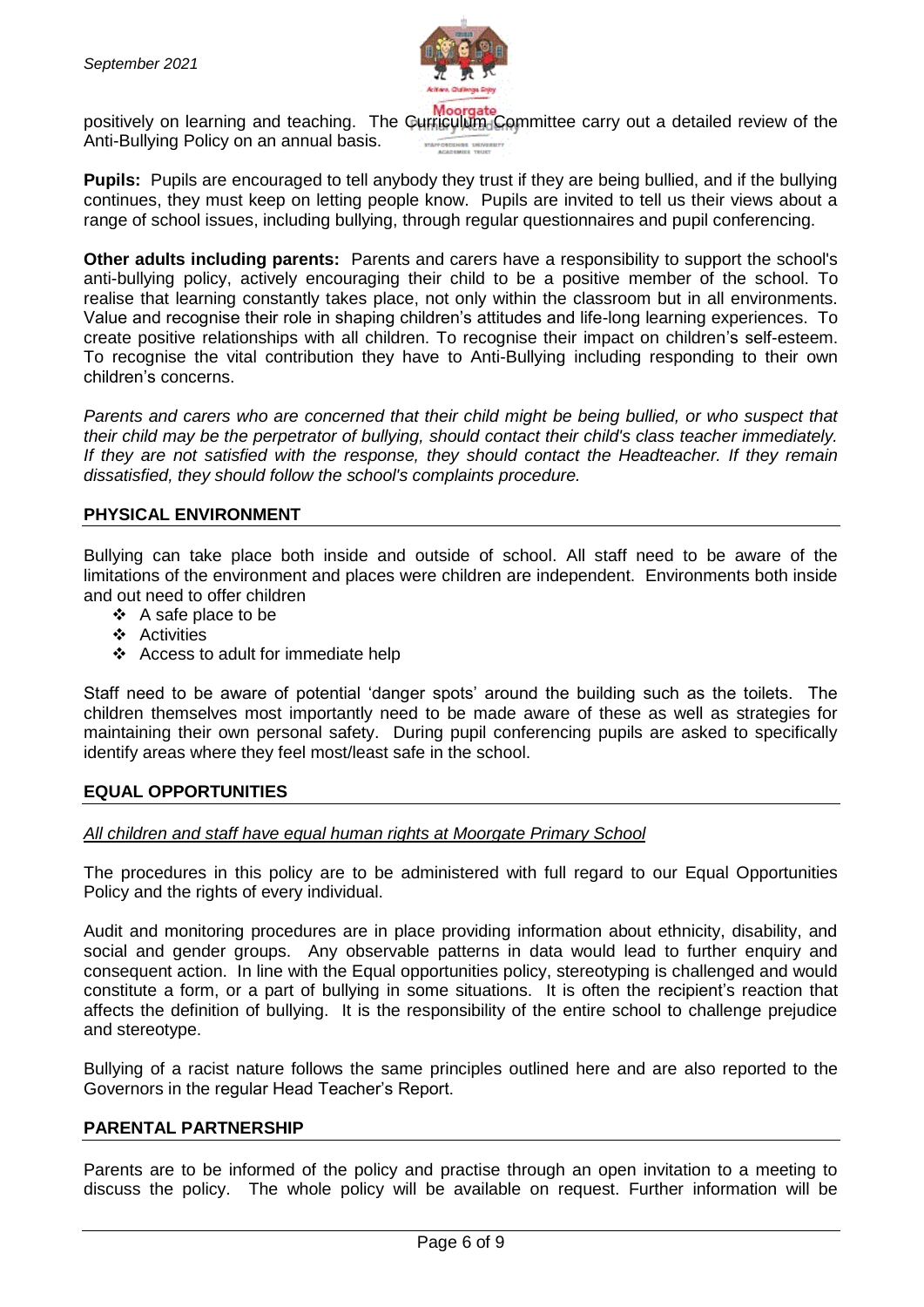positively on learning and teaching. The Curriculum Committee carry out a detailed review of the Anti-Bullying Policy on an annual basis.

**Pupils:** Pupils are encouraged to tell anybody they trust if they are being bullied, and if the bullying continues, they must keep on letting people know. Pupils are invited to tell us their views about a range of school issues, including bullying, through regular questionnaires and pupil conferencing.

**Other adults including parents:** Parents and carers have a responsibility to support the school's anti-bullying policy, actively encouraging their child to be a positive member of the school. To realise that learning constantly takes place, not only within the classroom but in all environments. Value and recognise their role in shaping children's attitudes and life-long learning experiences. To create positive relationships with all children. To recognise their impact on children's self-esteem. To recognise the vital contribution they have to Anti-Bullying including responding to their own children's concerns.

*Parents and carers who are concerned that their child might be being bullied, or who suspect that their child may be the perpetrator of bullying, should contact their child's class teacher immediately. If they are not satisfied with the response, they should contact the Headteacher. If they remain dissatisfied, they should follow the school's complaints procedure.*

## PHYSICAL ENVIRONMENT

Bullying can take place both inside and outside of school. All staff need to be aware of the limitations of the environment and places were children are independent. Environments both inside and out need to offer children

- A safe place to be
- Activities
- Access to adult for immediate help

Staff need to be aware of potential 'danger spots' around the building such as the toilets. The children themselves most importantly need to be made aware of these as well as strategies for maintaining their own personal safety. During pupil conferencing pupils are asked to specifically identify areas where they feel most/least safe in the school.

## EQUAL OPPORTUNITIES

*All children and staff have equal human rights at Moorgate Primary School*

The procedures in this policy are to be administered with full regard to our Equal Opportunities Policy and the rights of every individual.

Audit and monitoring procedures are in place providing information about ethnicity, disability, and social and gender groups. Any observable patterns in data would lead to further enquiry and consequent action. In line with the Equal opportunities policy, stereotyping is challenged and would constitute a form, or a part of bullying in some situations. It is often the recipient's reaction that affects the definition of bullying. It is the responsibility of the entire school to challenge prejudice and stereotype.

Bullying of a racist nature follows the same principles outlined here and are also reported to the Governors in the regular Head Teacher's Report.

## PARENTAL PARTNERSHIP

Parents are to be informed of the policy and practise through an open invitation to a meeting to discuss the policy. The whole policy will be available on request. Further information will be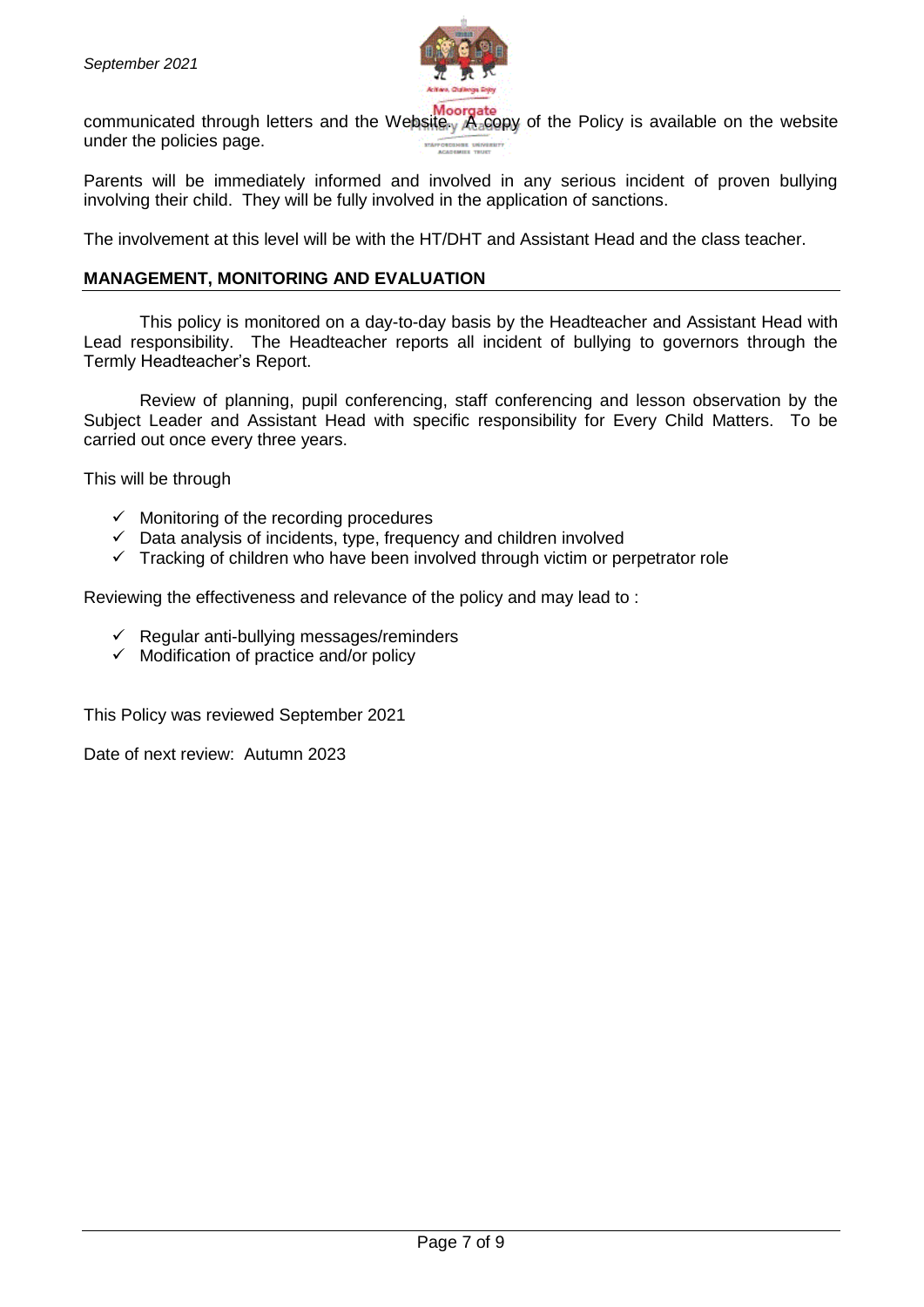communicated through letters and the Website. A copy of the Policy is available on the website under the policies page.

Parents will be immediately informed and involved in any serious incident of proven bullying involving their child. They will be fully involved in the application of sanctions.

The involvement at this level will be with the HT/DHT and Assistant Head and the class teacher.

## MANAGEMENT, MONITORING AND EVALUATION

This policy is monitored on a day-to-day basis by the Headteacher and Assistant Head with Lead responsibility. The Headteacher reports all incident of bullying to governors through the Termly Headteacher's Report.

Review of planning, pupil conferencing, staff conferencing and lesson observation by the Subject Leader and Assistant Head with specific responsibility for Every Child Matters. To be carried out once every three years.

This will be through

- ✓ Monitoring of the recording procedures
- ✓ Data analysis of incidents, type, frequency and children involved
- ✓ Tracking of children who have been involved through victim or perpetrator role

Reviewing the effectiveness and relevance of the policy and may lead to :

- ✓ Regular anti-bullying messages/reminders
- ✓ Modification of practice and/or policy

This Policy was reviewed September 2021

Date of next review: Autumn 2023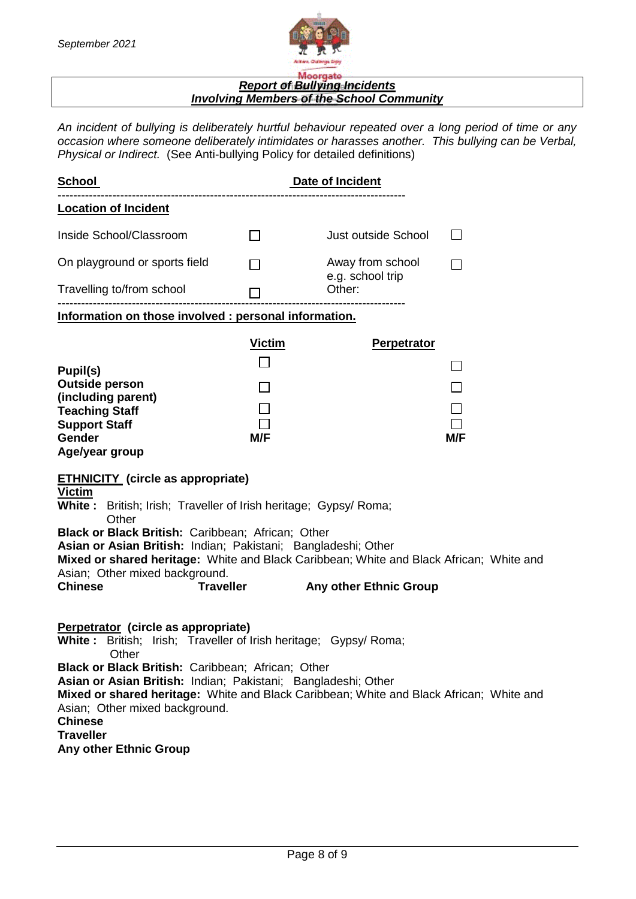## *Report of Bullying Incidents*
## *Involving Members of the School Community*

*An incident of bullying is deliberately hurtful behaviour repeated over a long period of time or any occasion where someone deliberately intimidates or harasses another. This bullying can be Verbal, Physical or Indirect.* (See Anti-bullying Policy for detailed definitions)

**School** **Date of Incident**

---

**Location of Incident**

| | | | |
|---|---|---|---|
| Inside School/Classroom | ☐ | Just outside School | ☐ |
| On playground or sports field | ☐ | Away from school e.g. school trip | ☐ |
| Travelling to/from school | ☐ | Other: | |

---

**Information on those involved : personal information.**

| | Victim | Perpetrator |
|---|---|---|
| **Pupil(s)** | ☐ | ☐ |
| **Outside person (including parent)** | ☐ | ☐ |
| **Teaching Staff** | ☐ | ☐ |
| **Support Staff** | ☐ | ☐ |
| **Gender** | **M/F** | **M/F** |
| **Age/year group** | | |

**ETHNICITY (circle as appropriate)**

**Victim**

**White :** British; Irish; Traveller of Irish heritage; Gypsy/ Roma; Other
**Black or Black British:** Caribbean; African; Other
**Asian or Asian British:** Indian; Pakistani; Bangladeshi; Other
**Mixed or shared heritage:** White and Black Caribbean; White and Black African; White and Asian; Other mixed background.
**Chinese** **Traveller** **Any other Ethnic Group**

**Perpetrator (circle as appropriate)**

**White :** British; Irish; Traveller of Irish heritage; Gypsy/ Roma; Other
**Black or Black British:** Caribbean; African; Other
**Asian or Asian British:** Indian; Pakistani; Bangladeshi; Other
**Mixed or shared heritage:** White and Black Caribbean; White and Black African; White and Asian; Other mixed background.
**Chinese**
**Traveller**
**Any other Ethnic Group**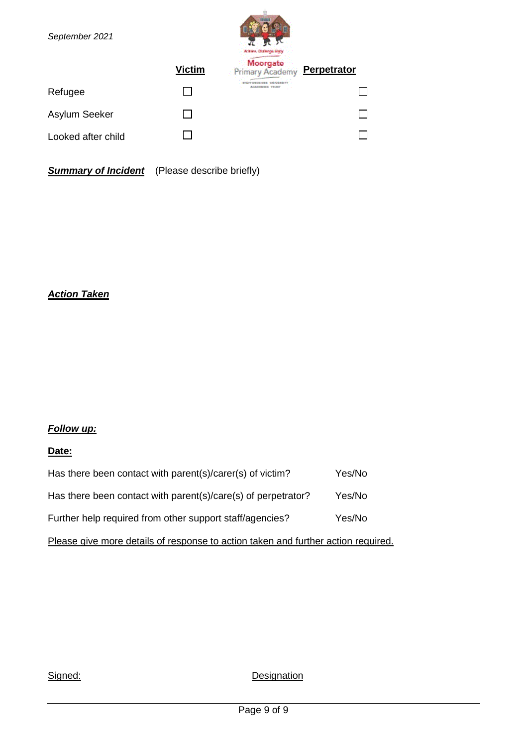| | Victim | Perpetrator |
|---|---|---|
| Refugee | ☐ | ☐ |
| Asylum Seeker | ☐ | ☐ |
| Looked after child | ☐ | ☐ |

***Summary of Incident*** (Please describe briefly)

***Action Taken***

***Follow up:***

**Date:**

Has there been contact with parent(s)/carer(s) of victim? Yes/No

Has there been contact with parent(s)/care(s) of perpetrator? Yes/No

Further help required from other support staff/agencies? Yes/No

Please give more details of response to action taken and further action required.

Signed: Designation